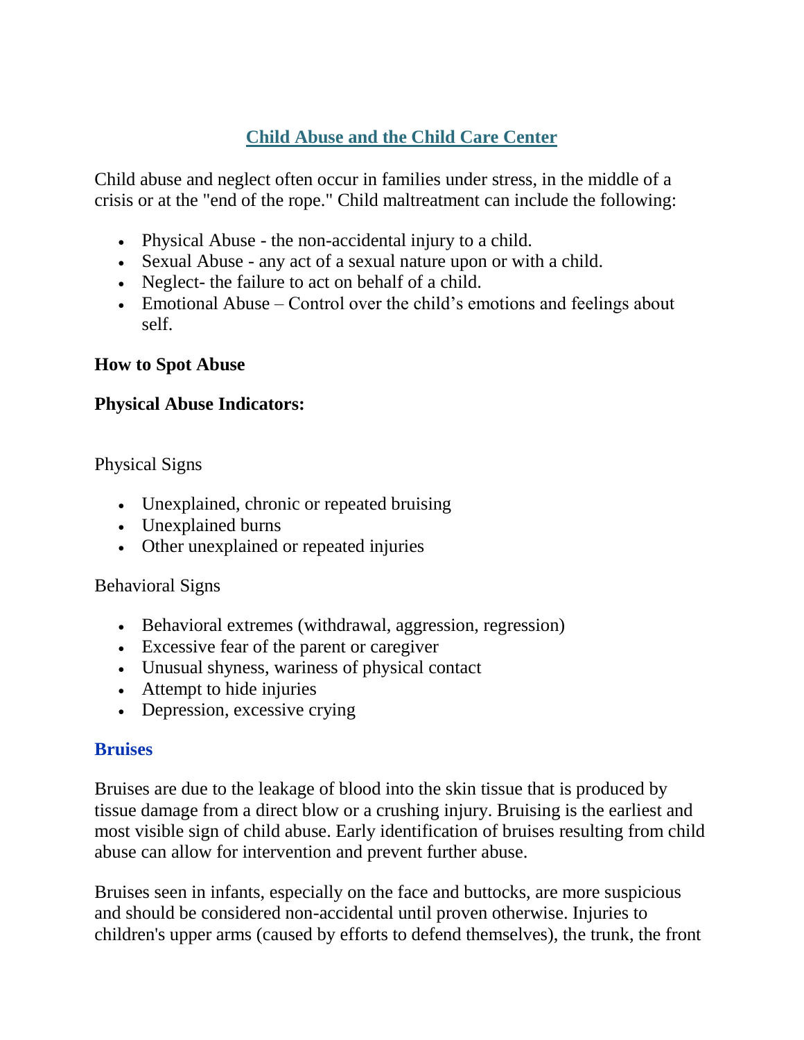# Child Abuse and the Child Care Center

Child abuse and neglect often occur in families under stress, in the middle of a crisis or at the "end of the rope." Child maltreatment can include the following:

- Physical Abuse - the non-accidental injury to a child.
- Sexual Abuse - any act of a sexual nature upon or with a child.
- Neglect- the failure to act on behalf of a child.
- Emotional Abuse – Control over the child's emotions and feelings about self.

**How to Spot Abuse**

**Physical Abuse Indicators:**

Physical Signs

- Unexplained, chronic or repeated bruising
- Unexplained burns
- Other unexplained or repeated injuries

Behavioral Signs

- Behavioral extremes (withdrawal, aggression, regression)
- Excessive fear of the parent or caregiver
- Unusual shyness, wariness of physical contact
- Attempt to hide injuries
- Depression, excessive crying

## Bruises

Bruises are due to the leakage of blood into the skin tissue that is produced by tissue damage from a direct blow or a crushing injury. Bruising is the earliest and most visible sign of child abuse. Early identification of bruises resulting from child abuse can allow for intervention and prevent further abuse.

Bruises seen in infants, especially on the face and buttocks, are more suspicious and should be considered non-accidental until proven otherwise. Injuries to children's upper arms (caused by efforts to defend themselves), the trunk, the front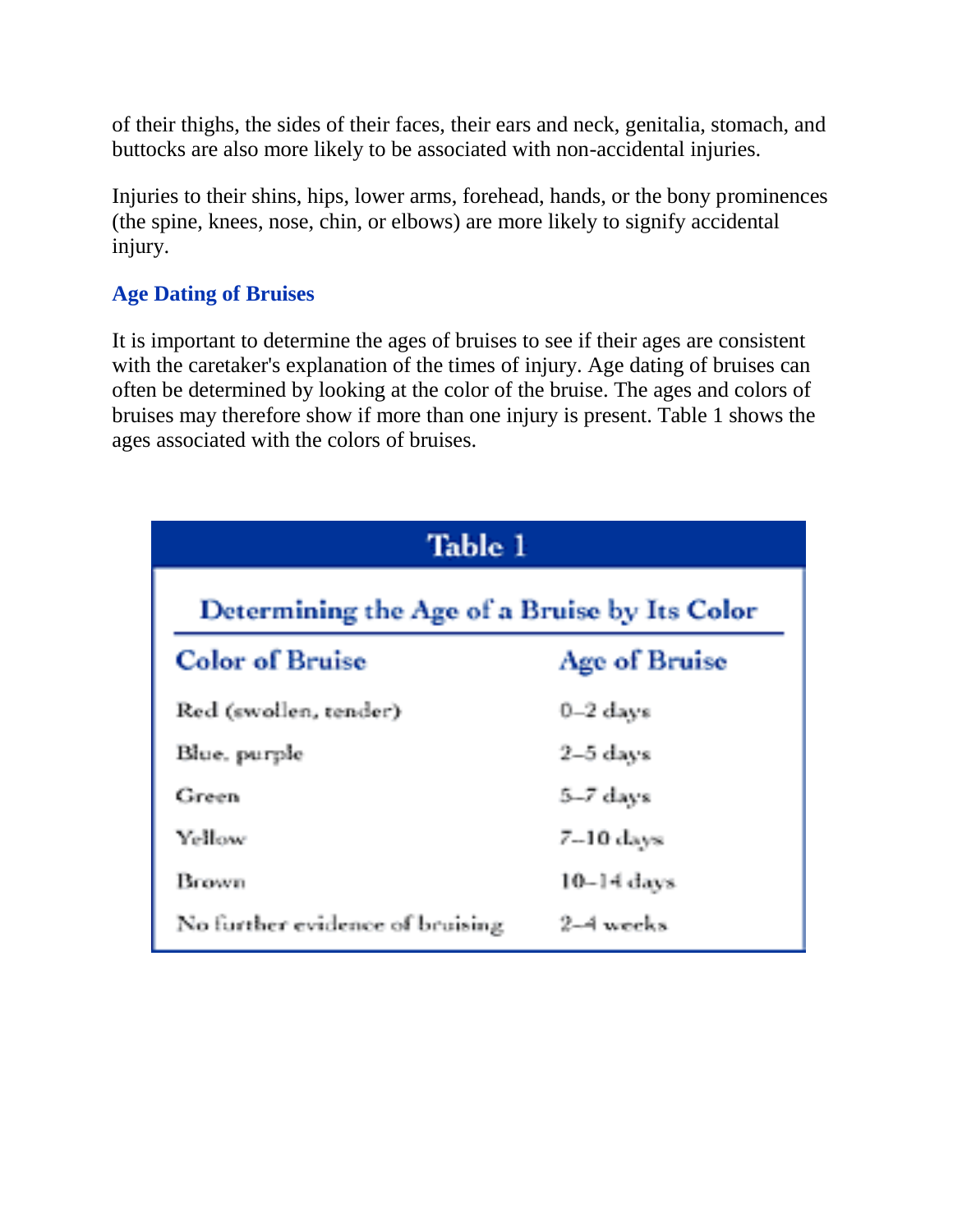of their thighs, the sides of their faces, their ears and neck, genitalia, stomach, and buttocks are also more likely to be associated with non-accidental injuries.

Injuries to their shins, hips, lower arms, forehead, hands, or the bony prominences (the spine, knees, nose, chin, or elbows) are more likely to signify accidental injury.

### Age Dating of Bruises

It is important to determine the ages of bruises to see if their ages are consistent with the caretaker's explanation of the times of injury. Age dating of bruises can often be determined by looking at the color of the bruise. The ages and colors of bruises may therefore show if more than one injury is present. Table 1 shows the ages associated with the colors of bruises.

**Table 1**

**Determining the Age of a Bruise by Its Color**

| Color of Bruise | Age of Bruise |
|---|---|
| Red (swollen, tender) | 0–2 days |
| Blue, purple | 2–5 days |
| Green | 5–7 days |
| Yellow | 7–10 days |
| Brown | 10–14 days |
| No further evidence of bruising | 2–4 weeks |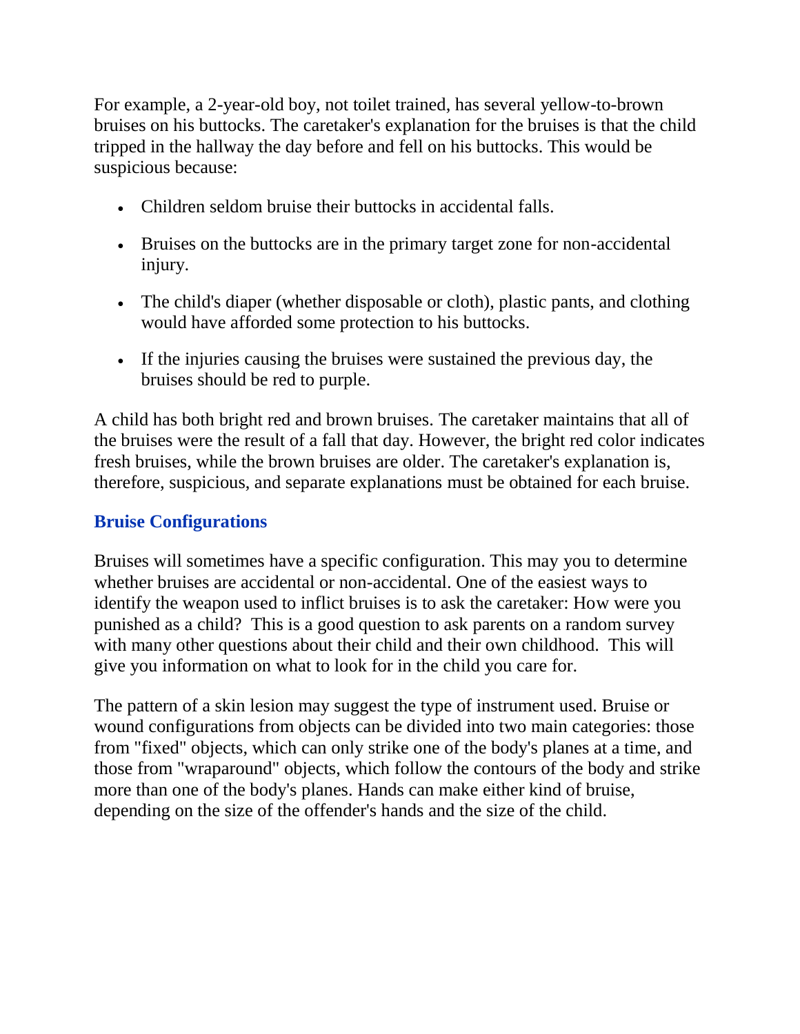For example, a 2-year-old boy, not toilet trained, has several yellow-to-brown bruises on his buttocks. The caretaker's explanation for the bruises is that the child tripped in the hallway the day before and fell on his buttocks. This would be suspicious because:

- Children seldom bruise their buttocks in accidental falls.
- Bruises on the buttocks are in the primary target zone for non-accidental injury.
- The child's diaper (whether disposable or cloth), plastic pants, and clothing would have afforded some protection to his buttocks.
- If the injuries causing the bruises were sustained the previous day, the bruises should be red to purple.

A child has both bright red and brown bruises. The caretaker maintains that all of the bruises were the result of a fall that day. However, the bright red color indicates fresh bruises, while the brown bruises are older. The caretaker's explanation is, therefore, suspicious, and separate explanations must be obtained for each bruise.

## Bruise Configurations

Bruises will sometimes have a specific configuration. This may you to determine whether bruises are accidental or non-accidental. One of the easiest ways to identify the weapon used to inflict bruises is to ask the caretaker: How were you punished as a child? This is a good question to ask parents on a random survey with many other questions about their child and their own childhood. This will give you information on what to look for in the child you care for.

The pattern of a skin lesion may suggest the type of instrument used. Bruise or wound configurations from objects can be divided into two main categories: those from "fixed" objects, which can only strike one of the body's planes at a time, and those from "wraparound" objects, which follow the contours of the body and strike more than one of the body's planes. Hands can make either kind of bruise, depending on the size of the offender's hands and the size of the child.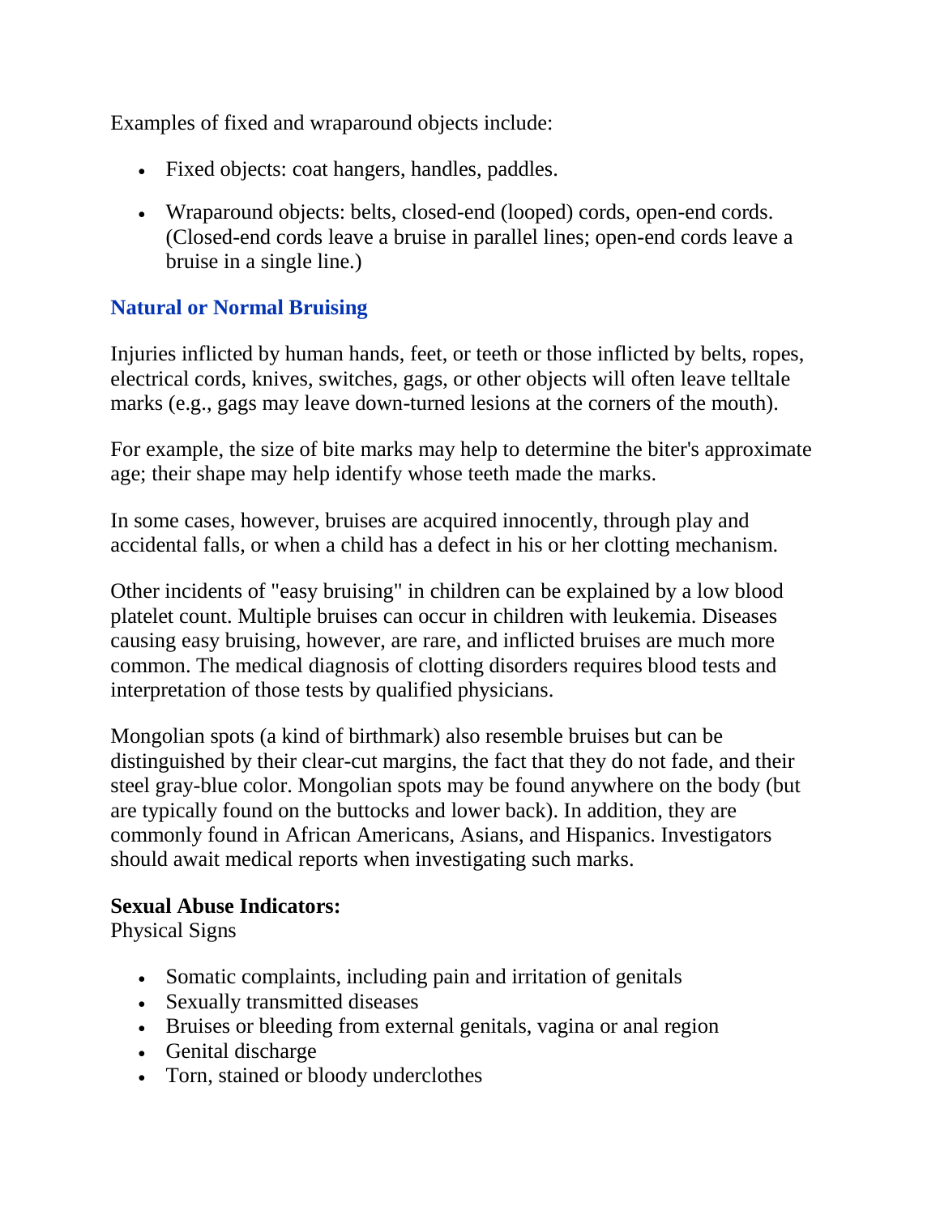Examples of fixed and wraparound objects include:

- Fixed objects: coat hangers, handles, paddles.
- Wraparound objects: belts, closed-end (looped) cords, open-end cords. (Closed-end cords leave a bruise in parallel lines; open-end cords leave a bruise in a single line.)

### Natural or Normal Bruising

Injuries inflicted by human hands, feet, or teeth or those inflicted by belts, ropes, electrical cords, knives, switches, gags, or other objects will often leave telltale marks (e.g., gags may leave down-turned lesions at the corners of the mouth).

For example, the size of bite marks may help to determine the biter's approximate age; their shape may help identify whose teeth made the marks.

In some cases, however, bruises are acquired innocently, through play and accidental falls, or when a child has a defect in his or her clotting mechanism.

Other incidents of "easy bruising" in children can be explained by a low blood platelet count. Multiple bruises can occur in children with leukemia. Diseases causing easy bruising, however, are rare, and inflicted bruises are much more common. The medical diagnosis of clotting disorders requires blood tests and interpretation of those tests by qualified physicians.

Mongolian spots (a kind of birthmark) also resemble bruises but can be distinguished by their clear-cut margins, the fact that they do not fade, and their steel gray-blue color. Mongolian spots may be found anywhere on the body (but are typically found on the buttocks and lower back). In addition, they are commonly found in African Americans, Asians, and Hispanics. Investigators should await medical reports when investigating such marks.

**Sexual Abuse Indicators:**
Physical Signs

- Somatic complaints, including pain and irritation of genitals
- Sexually transmitted diseases
- Bruises or bleeding from external genitals, vagina or anal region
- Genital discharge
- Torn, stained or bloody underclothes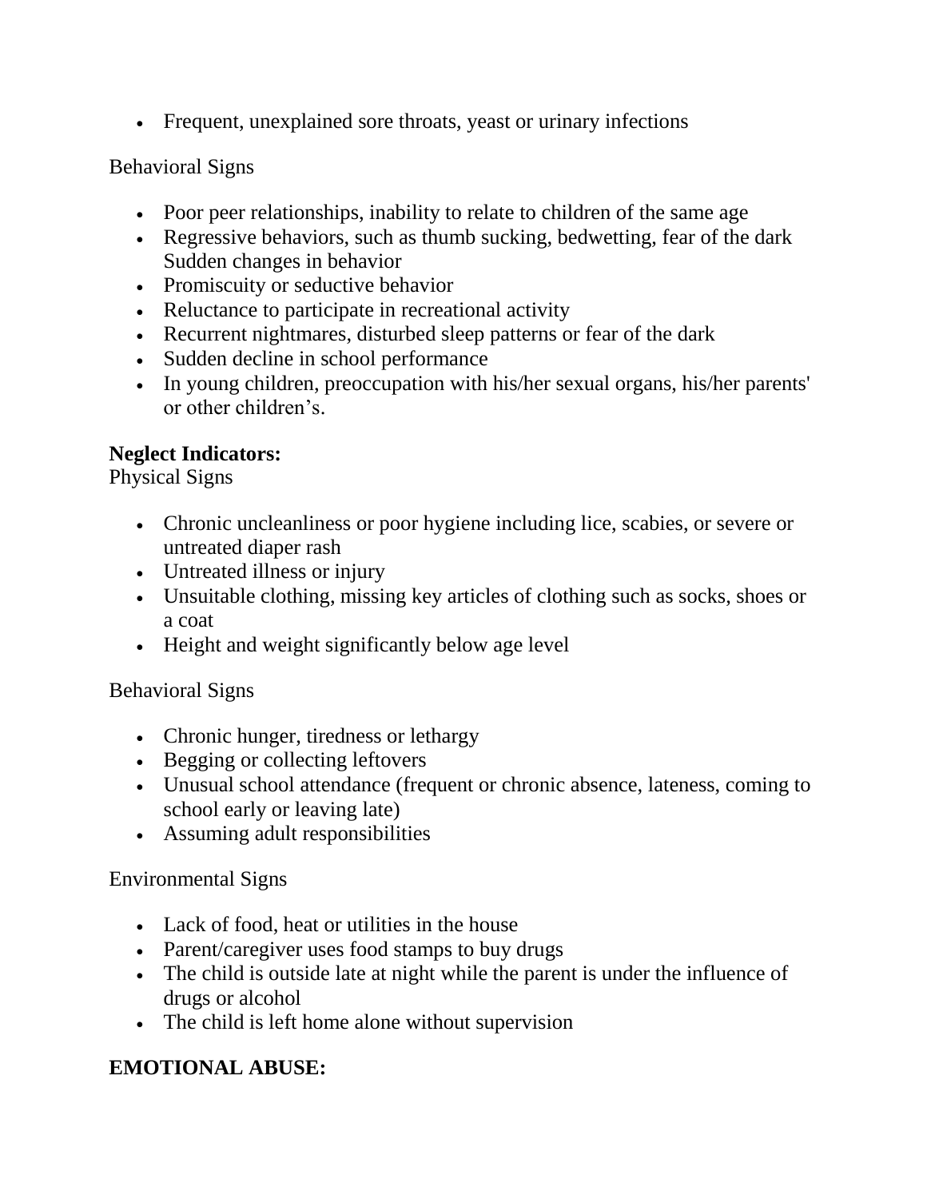- Frequent, unexplained sore throats, yeast or urinary infections

Behavioral Signs

- Poor peer relationships, inability to relate to children of the same age
- Regressive behaviors, such as thumb sucking, bedwetting, fear of the dark Sudden changes in behavior
- Promiscuity or seductive behavior
- Reluctance to participate in recreational activity
- Recurrent nightmares, disturbed sleep patterns or fear of the dark
- Sudden decline in school performance
- In young children, preoccupation with his/her sexual organs, his/her parents' or other children's.

**Neglect Indicators:**
Physical Signs

- Chronic uncleanliness or poor hygiene including lice, scabies, or severe or untreated diaper rash
- Untreated illness or injury
- Unsuitable clothing, missing key articles of clothing such as socks, shoes or a coat
- Height and weight significantly below age level

Behavioral Signs

- Chronic hunger, tiredness or lethargy
- Begging or collecting leftovers
- Unusual school attendance (frequent or chronic absence, lateness, coming to school early or leaving late)
- Assuming adult responsibilities

Environmental Signs

- Lack of food, heat or utilities in the house
- Parent/caregiver uses food stamps to buy drugs
- The child is outside late at night while the parent is under the influence of drugs or alcohol
- The child is left home alone without supervision

**EMOTIONAL ABUSE:**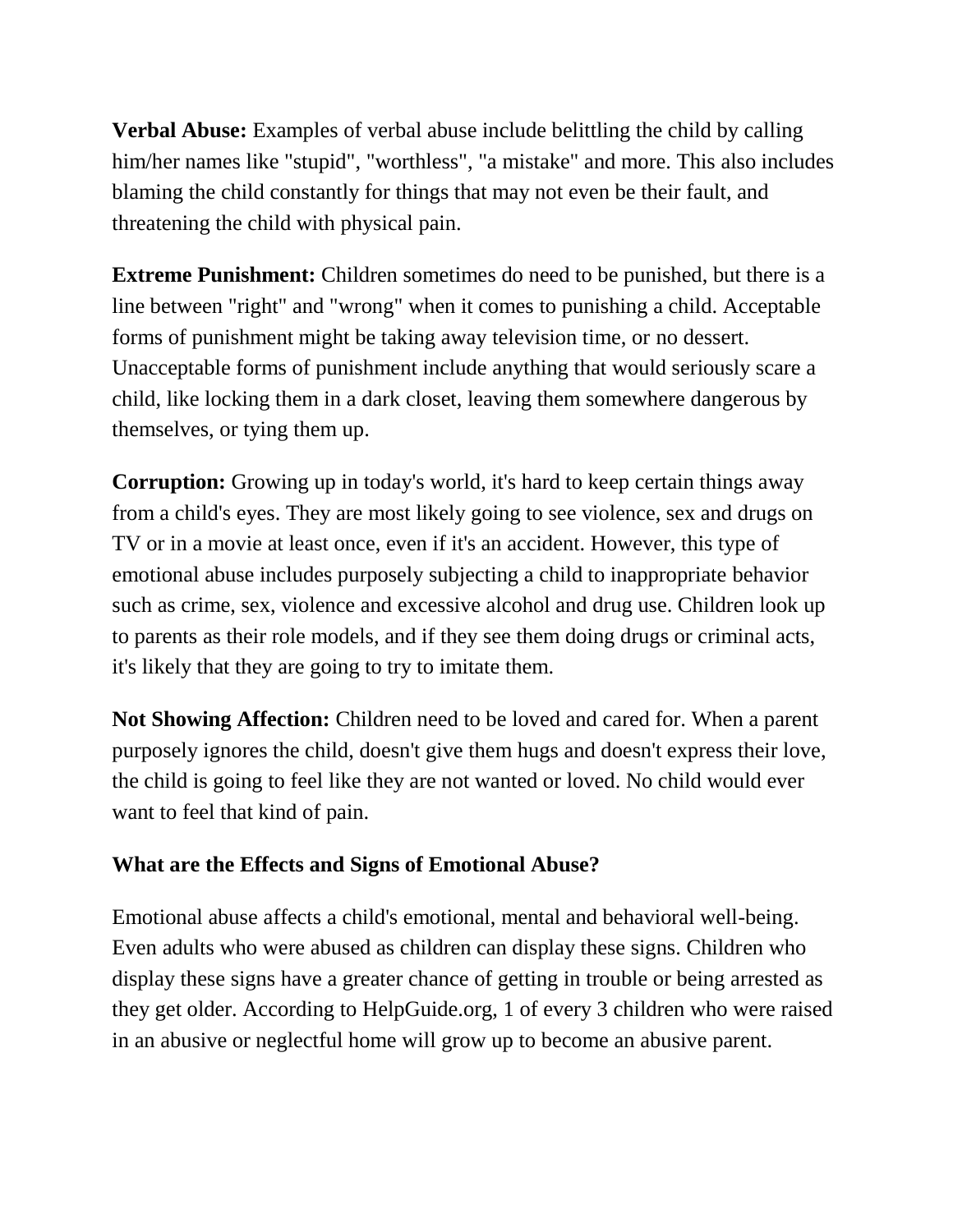**Verbal Abuse:** Examples of verbal abuse include belittling the child by calling him/her names like "stupid", "worthless", "a mistake" and more. This also includes blaming the child constantly for things that may not even be their fault, and threatening the child with physical pain.

**Extreme Punishment:** Children sometimes do need to be punished, but there is a line between "right" and "wrong" when it comes to punishing a child. Acceptable forms of punishment might be taking away television time, or no dessert. Unacceptable forms of punishment include anything that would seriously scare a child, like locking them in a dark closet, leaving them somewhere dangerous by themselves, or tying them up.

**Corruption:** Growing up in today's world, it's hard to keep certain things away from a child's eyes. They are most likely going to see violence, sex and drugs on TV or in a movie at least once, even if it's an accident. However, this type of emotional abuse includes purposely subjecting a child to inappropriate behavior such as crime, sex, violence and excessive alcohol and drug use. Children look up to parents as their role models, and if they see them doing drugs or criminal acts, it's likely that they are going to try to imitate them.

**Not Showing Affection:** Children need to be loved and cared for. When a parent purposely ignores the child, doesn't give them hugs and doesn't express their love, the child is going to feel like they are not wanted or loved. No child would ever want to feel that kind of pain.

**What are the Effects and Signs of Emotional Abuse?**

Emotional abuse affects a child's emotional, mental and behavioral well-being. Even adults who were abused as children can display these signs. Children who display these signs have a greater chance of getting in trouble or being arrested as they get older. According to HelpGuide.org, 1 of every 3 children who were raised in an abusive or neglectful home will grow up to become an abusive parent.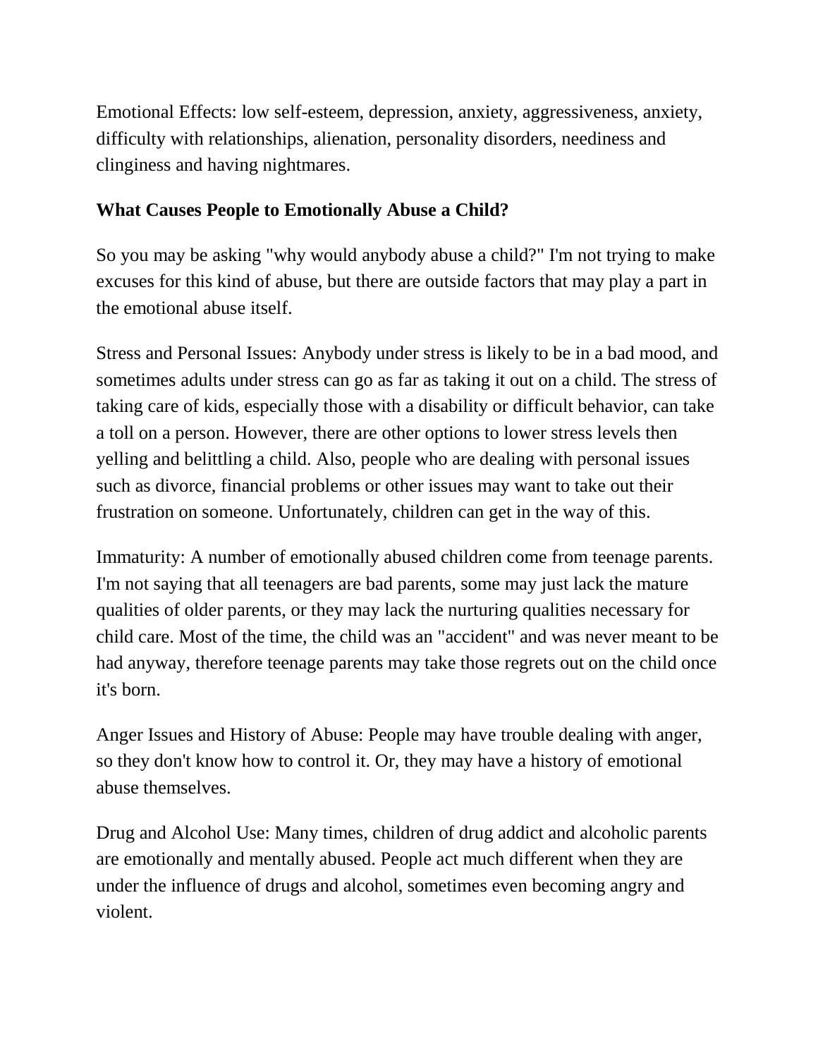Emotional Effects: low self-esteem, depression, anxiety, aggressiveness, anxiety, difficulty with relationships, alienation, personality disorders, neediness and clinginess and having nightmares.

**What Causes People to Emotionally Abuse a Child?**

So you may be asking "why would anybody abuse a child?" I'm not trying to make excuses for this kind of abuse, but there are outside factors that may play a part in the emotional abuse itself.

Stress and Personal Issues: Anybody under stress is likely to be in a bad mood, and sometimes adults under stress can go as far as taking it out on a child. The stress of taking care of kids, especially those with a disability or difficult behavior, can take a toll on a person. However, there are other options to lower stress levels then yelling and belittling a child. Also, people who are dealing with personal issues such as divorce, financial problems or other issues may want to take out their frustration on someone. Unfortunately, children can get in the way of this.

Immaturity: A number of emotionally abused children come from teenage parents. I'm not saying that all teenagers are bad parents, some may just lack the mature qualities of older parents, or they may lack the nurturing qualities necessary for child care. Most of the time, the child was an "accident" and was never meant to be had anyway, therefore teenage parents may take those regrets out on the child once it's born.

Anger Issues and History of Abuse: People may have trouble dealing with anger, so they don't know how to control it. Or, they may have a history of emotional abuse themselves.

Drug and Alcohol Use: Many times, children of drug addict and alcoholic parents are emotionally and mentally abused. People act much different when they are under the influence of drugs and alcohol, sometimes even becoming angry and violent.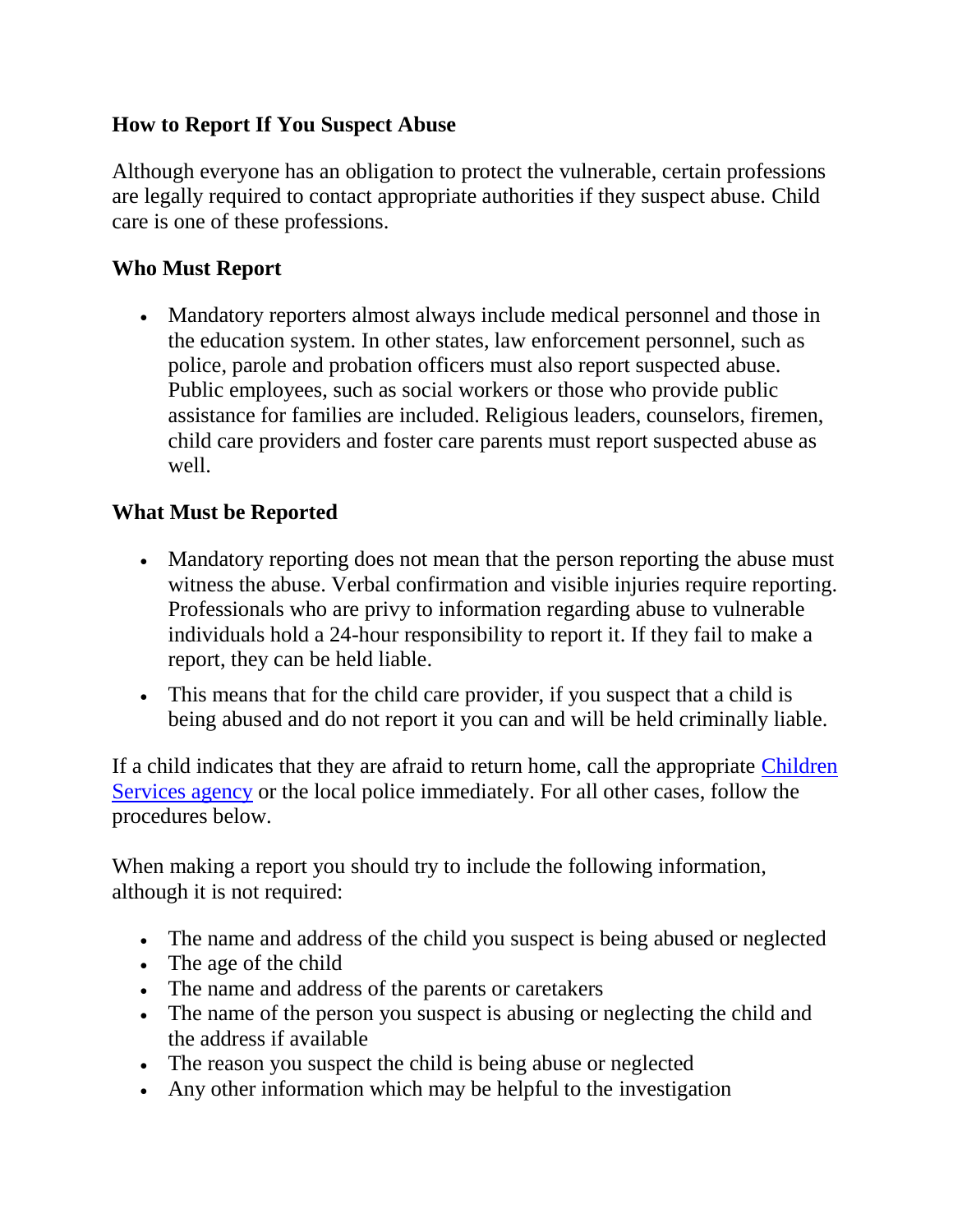**How to Report If You Suspect Abuse**

Although everyone has an obligation to protect the vulnerable, certain professions are legally required to contact appropriate authorities if they suspect abuse. Child care is one of these professions.

**Who Must Report**

- Mandatory reporters almost always include medical personnel and those in the education system. In other states, law enforcement personnel, such as police, parole and probation officers must also report suspected abuse. Public employees, such as social workers or those who provide public assistance for families are included. Religious leaders, counselors, firemen, child care providers and foster care parents must report suspected abuse as well.

**What Must be Reported**

- Mandatory reporting does not mean that the person reporting the abuse must witness the abuse. Verbal confirmation and visible injuries require reporting. Professionals who are privy to information regarding abuse to vulnerable individuals hold a 24-hour responsibility to report it. If they fail to make a report, they can be held liable.
- This means that for the child care provider, if you suspect that a child is being abused and do not report it you can and will be held criminally liable.

If a child indicates that they are afraid to return home, call the appropriate Children Services agency or the local police immediately. For all other cases, follow the procedures below.

When making a report you should try to include the following information, although it is not required:

- The name and address of the child you suspect is being abused or neglected
- The age of the child
- The name and address of the parents or caretakers
- The name of the person you suspect is abusing or neglecting the child and the address if available
- The reason you suspect the child is being abuse or neglected
- Any other information which may be helpful to the investigation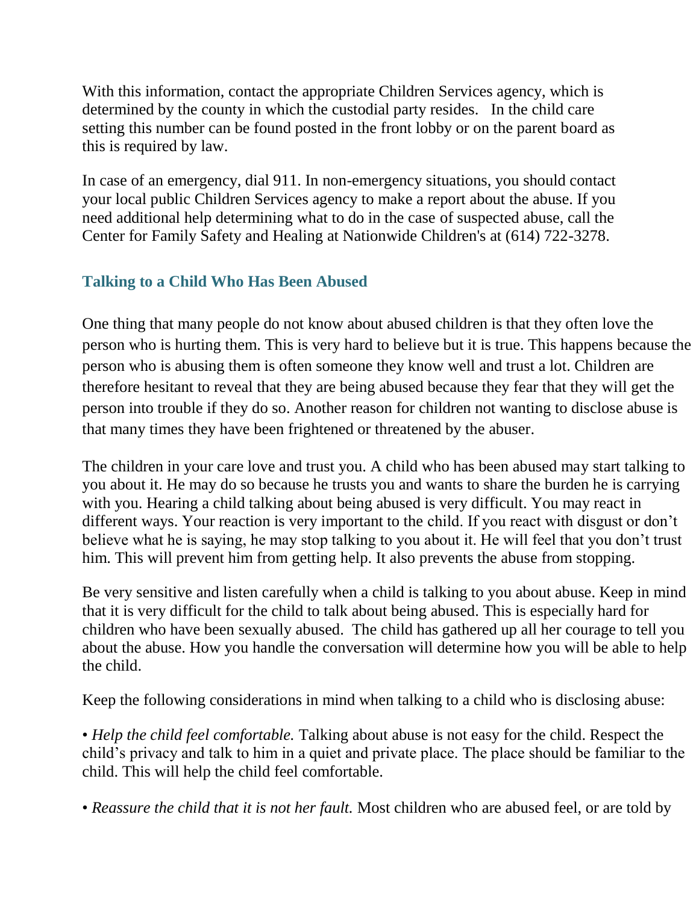With this information, contact the appropriate Children Services agency, which is determined by the county in which the custodial party resides. In the child care setting this number can be found posted in the front lobby or on the parent board as this is required by law.

In case of an emergency, dial 911. In non-emergency situations, you should contact your local public Children Services agency to make a report about the abuse. If you need additional help determining what to do in the case of suspected abuse, call the Center for Family Safety and Healing at Nationwide Children's at (614) 722-3278.

## Talking to a Child Who Has Been Abused

One thing that many people do not know about abused children is that they often love the person who is hurting them. This is very hard to believe but it is true. This happens because the person who is abusing them is often someone they know well and trust a lot. Children are therefore hesitant to reveal that they are being abused because they fear that they will get the person into trouble if they do so. Another reason for children not wanting to disclose abuse is that many times they have been frightened or threatened by the abuser.

The children in your care love and trust you. A child who has been abused may start talking to you about it. He may do so because he trusts you and wants to share the burden he is carrying with you. Hearing a child talking about being abused is very difficult. You may react in different ways. Your reaction is very important to the child. If you react with disgust or don't believe what he is saying, he may stop talking to you about it. He will feel that you don't trust him. This will prevent him from getting help. It also prevents the abuse from stopping.

Be very sensitive and listen carefully when a child is talking to you about abuse. Keep in mind that it is very difficult for the child to talk about being abused. This is especially hard for children who have been sexually abused. The child has gathered up all her courage to tell you about the abuse. How you handle the conversation will determine how you will be able to help the child.

Keep the following considerations in mind when talking to a child who is disclosing abuse:

• *Help the child feel comfortable.* Talking about abuse is not easy for the child. Respect the child's privacy and talk to him in a quiet and private place. The place should be familiar to the child. This will help the child feel comfortable.

• *Reassure the child that it is not her fault.* Most children who are abused feel, or are told by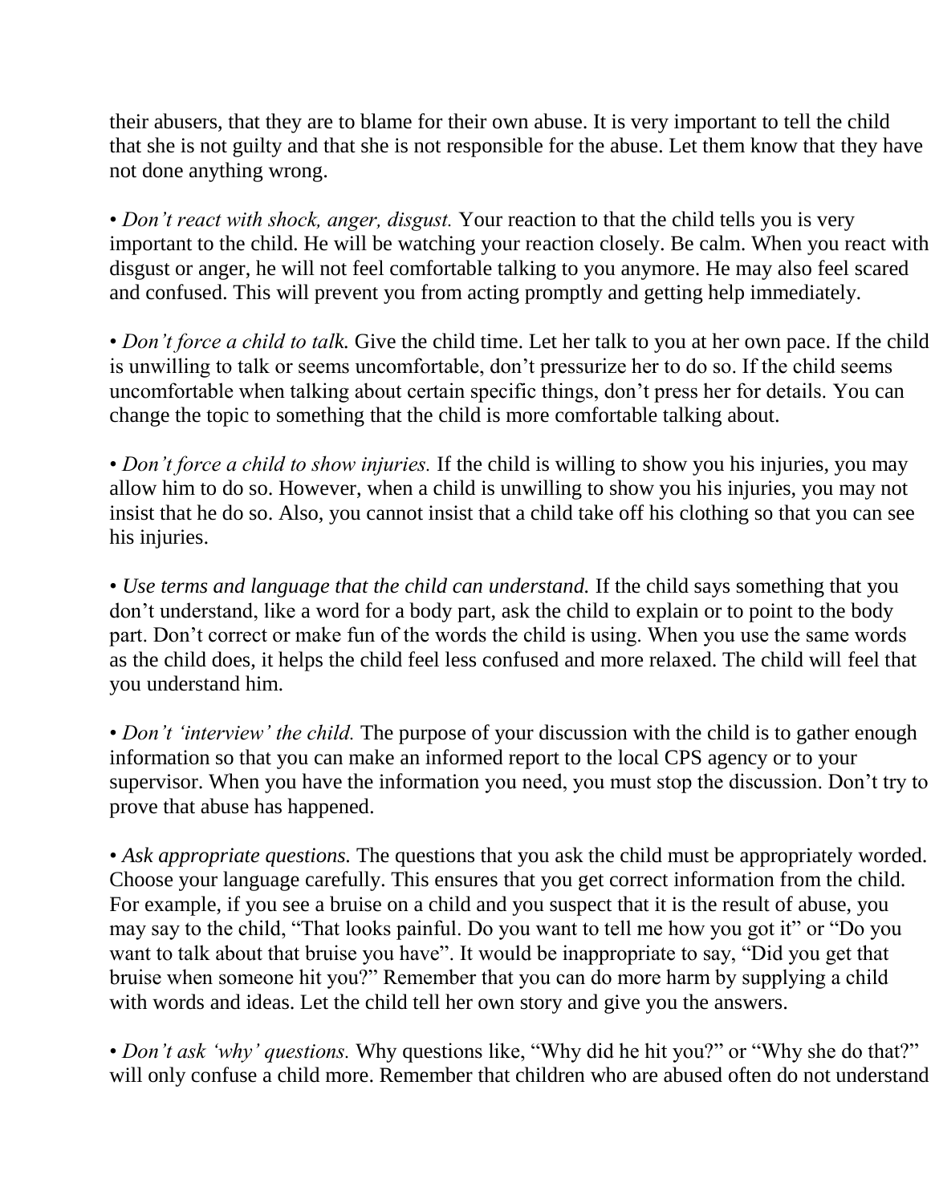their abusers, that they are to blame for their own abuse. It is very important to tell the child that she is not guilty and that she is not responsible for the abuse. Let them know that they have not done anything wrong.

• *Don't react with shock, anger, disgust.* Your reaction to that the child tells you is very important to the child. He will be watching your reaction closely. Be calm. When you react with disgust or anger, he will not feel comfortable talking to you anymore. He may also feel scared and confused. This will prevent you from acting promptly and getting help immediately.

• *Don't force a child to talk.* Give the child time. Let her talk to you at her own pace. If the child is unwilling to talk or seems uncomfortable, don't pressurize her to do so. If the child seems uncomfortable when talking about certain specific things, don't press her for details. You can change the topic to something that the child is more comfortable talking about.

• *Don't force a child to show injuries.* If the child is willing to show you his injuries, you may allow him to do so. However, when a child is unwilling to show you his injuries, you may not insist that he do so. Also, you cannot insist that a child take off his clothing so that you can see his injuries.

• *Use terms and language that the child can understand.* If the child says something that you don't understand, like a word for a body part, ask the child to explain or to point to the body part. Don't correct or make fun of the words the child is using. When you use the same words as the child does, it helps the child feel less confused and more relaxed. The child will feel that you understand him.

• *Don't 'interview' the child.* The purpose of your discussion with the child is to gather enough information so that you can make an informed report to the local CPS agency or to your supervisor. When you have the information you need, you must stop the discussion. Don't try to prove that abuse has happened.

• *Ask appropriate questions.* The questions that you ask the child must be appropriately worded. Choose your language carefully. This ensures that you get correct information from the child. For example, if you see a bruise on a child and you suspect that it is the result of abuse, you may say to the child, "That looks painful. Do you want to tell me how you got it" or "Do you want to talk about that bruise you have". It would be inappropriate to say, "Did you get that bruise when someone hit you?" Remember that you can do more harm by supplying a child with words and ideas. Let the child tell her own story and give you the answers.

• *Don't ask 'why' questions.* Why questions like, "Why did he hit you?" or "Why she do that?" will only confuse a child more. Remember that children who are abused often do not understand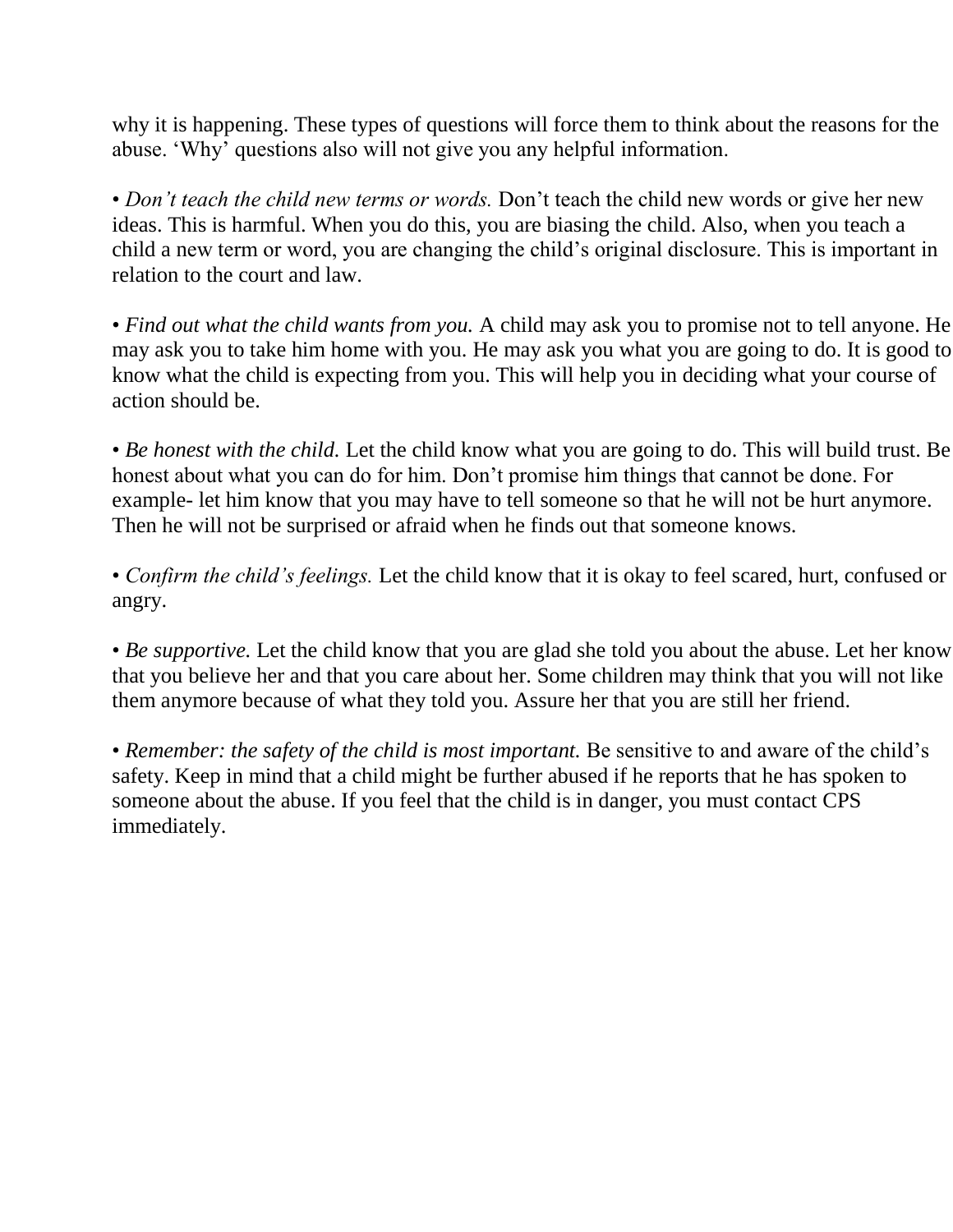why it is happening. These types of questions will force them to think about the reasons for the abuse. ‘Why’ questions also will not give you any helpful information.

• *Don’t teach the child new terms or words.* Don’t teach the child new words or give her new ideas. This is harmful. When you do this, you are biasing the child. Also, when you teach a child a new term or word, you are changing the child’s original disclosure. This is important in relation to the court and law.

• *Find out what the child wants from you.* A child may ask you to promise not to tell anyone. He may ask you to take him home with you. He may ask you what you are going to do. It is good to know what the child is expecting from you. This will help you in deciding what your course of action should be.

• *Be honest with the child.* Let the child know what you are going to do. This will build trust. Be honest about what you can do for him. Don’t promise him things that cannot be done. For example- let him know that you may have to tell someone so that he will not be hurt anymore. Then he will not be surprised or afraid when he finds out that someone knows.

• *Confirm the child’s feelings.* Let the child know that it is okay to feel scared, hurt, confused or angry.

• *Be supportive.* Let the child know that you are glad she told you about the abuse. Let her know that you believe her and that you care about her. Some children may think that you will not like them anymore because of what they told you. Assure her that you are still her friend.

• *Remember: the safety of the child is most important.* Be sensitive to and aware of the child’s safety. Keep in mind that a child might be further abused if he reports that he has spoken to someone about the abuse. If you feel that the child is in danger, you must contact CPS immediately.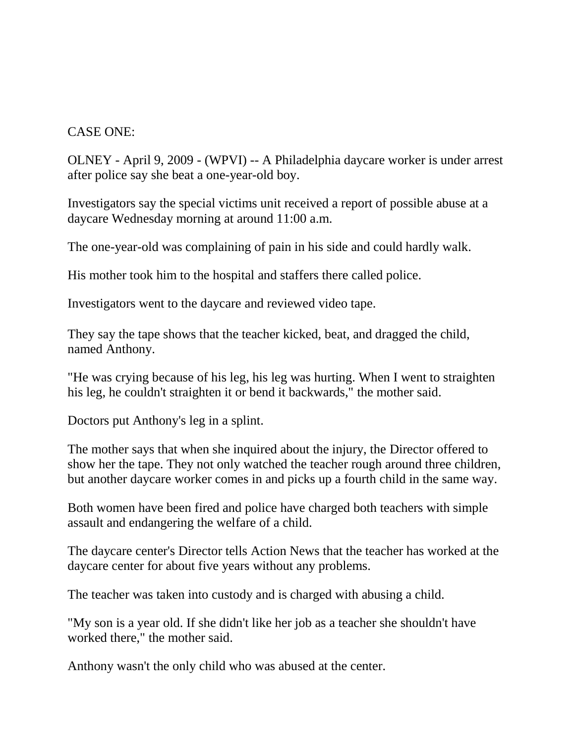CASE ONE:

OLNEY - April 9, 2009 - (WPVI) -- A Philadelphia daycare worker is under arrest after police say she beat a one-year-old boy.

Investigators say the special victims unit received a report of possible abuse at a daycare Wednesday morning at around 11:00 a.m.

The one-year-old was complaining of pain in his side and could hardly walk.

His mother took him to the hospital and staffers there called police.

Investigators went to the daycare and reviewed video tape.

They say the tape shows that the teacher kicked, beat, and dragged the child, named Anthony.

"He was crying because of his leg, his leg was hurting. When I went to straighten his leg, he couldn't straighten it or bend it backwards," the mother said.

Doctors put Anthony's leg in a splint.

The mother says that when she inquired about the injury, the Director offered to show her the tape. They not only watched the teacher rough around three children, but another daycare worker comes in and picks up a fourth child in the same way.

Both women have been fired and police have charged both teachers with simple assault and endangering the welfare of a child.

The daycare center's Director tells Action News that the teacher has worked at the daycare center for about five years without any problems.

The teacher was taken into custody and is charged with abusing a child.

"My son is a year old. If she didn't like her job as a teacher she shouldn't have worked there," the mother said.

Anthony wasn't the only child who was abused at the center.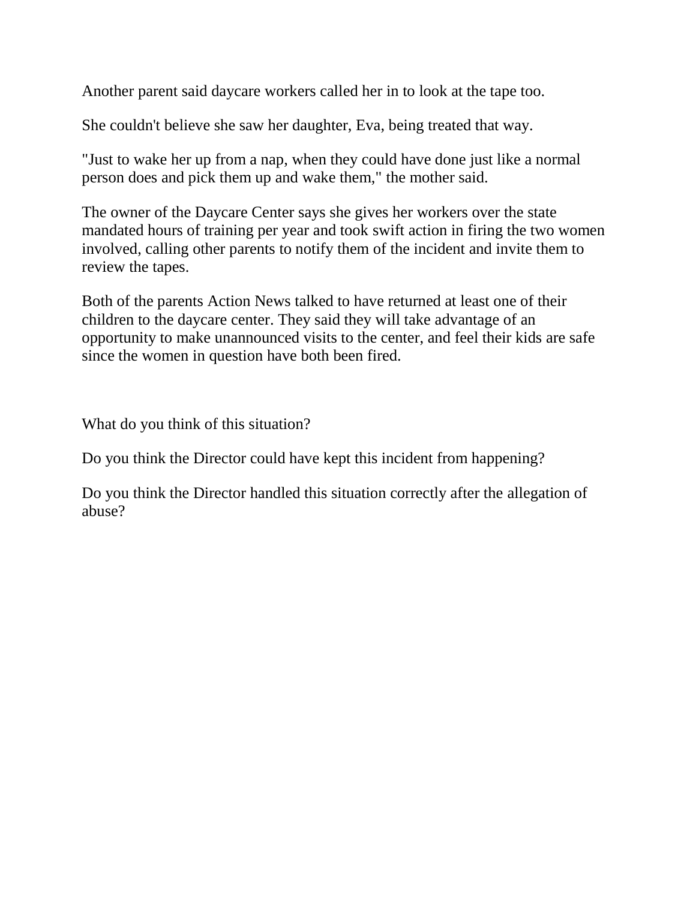Another parent said daycare workers called her in to look at the tape too.

She couldn't believe she saw her daughter, Eva, being treated that way.

"Just to wake her up from a nap, when they could have done just like a normal person does and pick them up and wake them," the mother said.

The owner of the Daycare Center says she gives her workers over the state mandated hours of training per year and took swift action in firing the two women involved, calling other parents to notify them of the incident and invite them to review the tapes.

Both of the parents Action News talked to have returned at least one of their children to the daycare center. They said they will take advantage of an opportunity to make unannounced visits to the center, and feel their kids are safe since the women in question have both been fired.

What do you think of this situation?

Do you think the Director could have kept this incident from happening?

Do you think the Director handled this situation correctly after the allegation of abuse?